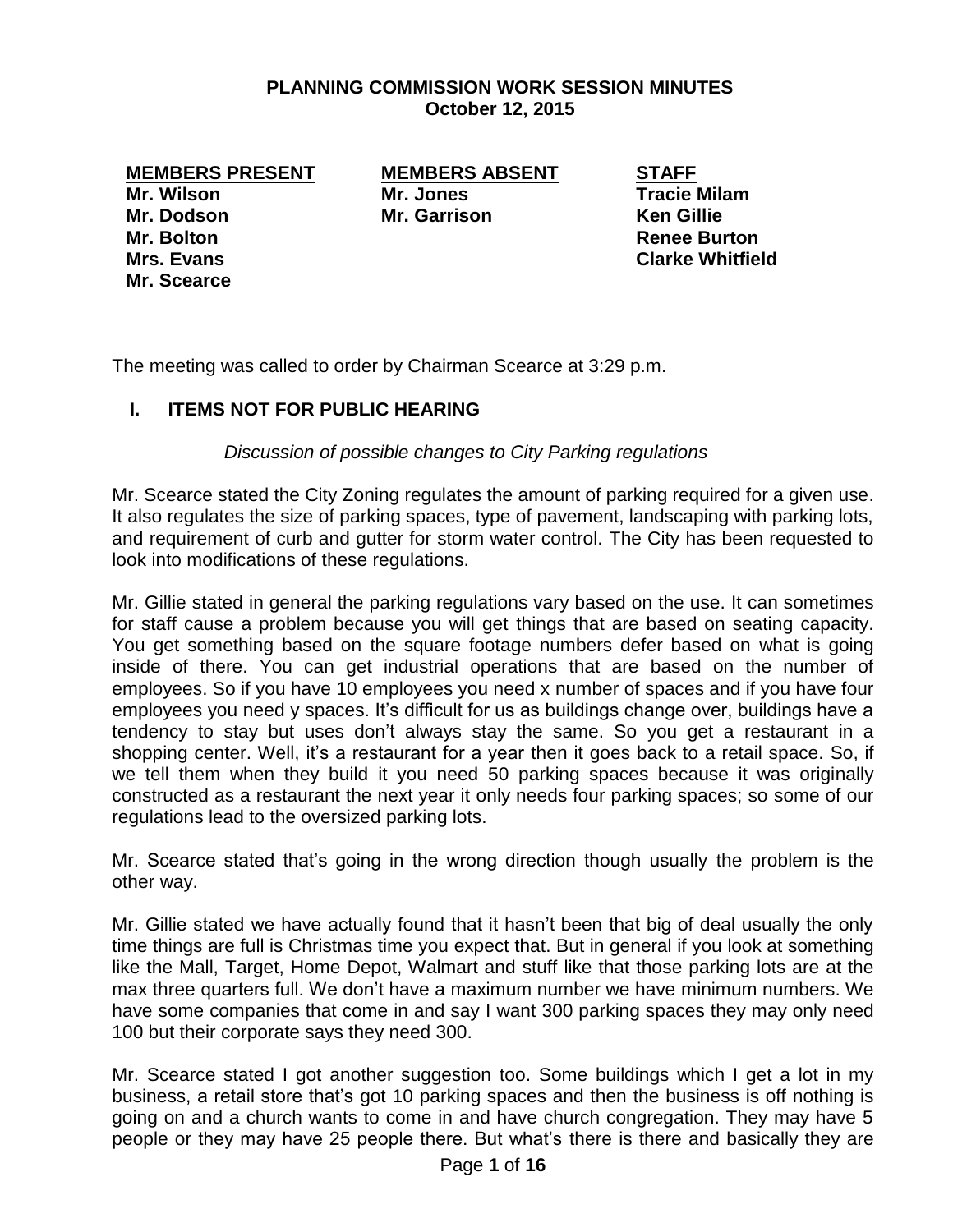**PLANNING COMMISSION WORK SESSION MINUTES**
**October 12, 2015**

| MEMBERS PRESENT | MEMBERS ABSENT | STAFF |
|---|---|---|
| Mr. Wilson | Mr. Jones | Tracie Milam |
| Mr. Dodson | Mr. Garrison | Ken Gillie |
| Mr. Bolton | | Renee Burton |
| Mrs. Evans | | Clarke Whitfield |
| Mr. Scearce | | |

The meeting was called to order by Chairman Scearce at 3:29 p.m.

## I. ITEMS NOT FOR PUBLIC HEARING

*Discussion of possible changes to City Parking regulations*

Mr. Scearce stated the City Zoning regulates the amount of parking required for a given use. It also regulates the size of parking spaces, type of pavement, landscaping with parking lots, and requirement of curb and gutter for storm water control. The City has been requested to look into modifications of these regulations.

Mr. Gillie stated in general the parking regulations vary based on the use. It can sometimes for staff cause a problem because you will get things that are based on seating capacity. You get something based on the square footage numbers defer based on what is going inside of there. You can get industrial operations that are based on the number of employees. So if you have 10 employees you need x number of spaces and if you have four employees you need y spaces. It's difficult for us as buildings change over, buildings have a tendency to stay but uses don't always stay the same. So you get a restaurant in a shopping center. Well, it's a restaurant for a year then it goes back to a retail space. So, if we tell them when they build it you need 50 parking spaces because it was originally constructed as a restaurant the next year it only needs four parking spaces; so some of our regulations lead to the oversized parking lots.

Mr. Scearce stated that's going in the wrong direction though usually the problem is the other way.

Mr. Gillie stated we have actually found that it hasn't been that big of deal usually the only time things are full is Christmas time you expect that. But in general if you look at something like the Mall, Target, Home Depot, Walmart and stuff like that those parking lots are at the max three quarters full. We don't have a maximum number we have minimum numbers. We have some companies that come in and say I want 300 parking spaces they may only need 100 but their corporate says they need 300.

Mr. Scearce stated I got another suggestion too. Some buildings which I get a lot in my business, a retail store that's got 10 parking spaces and then the business is off nothing is going on and a church wants to come in and have church congregation. They may have 5 people or they may have 25 people there. But what's there is there and basically they are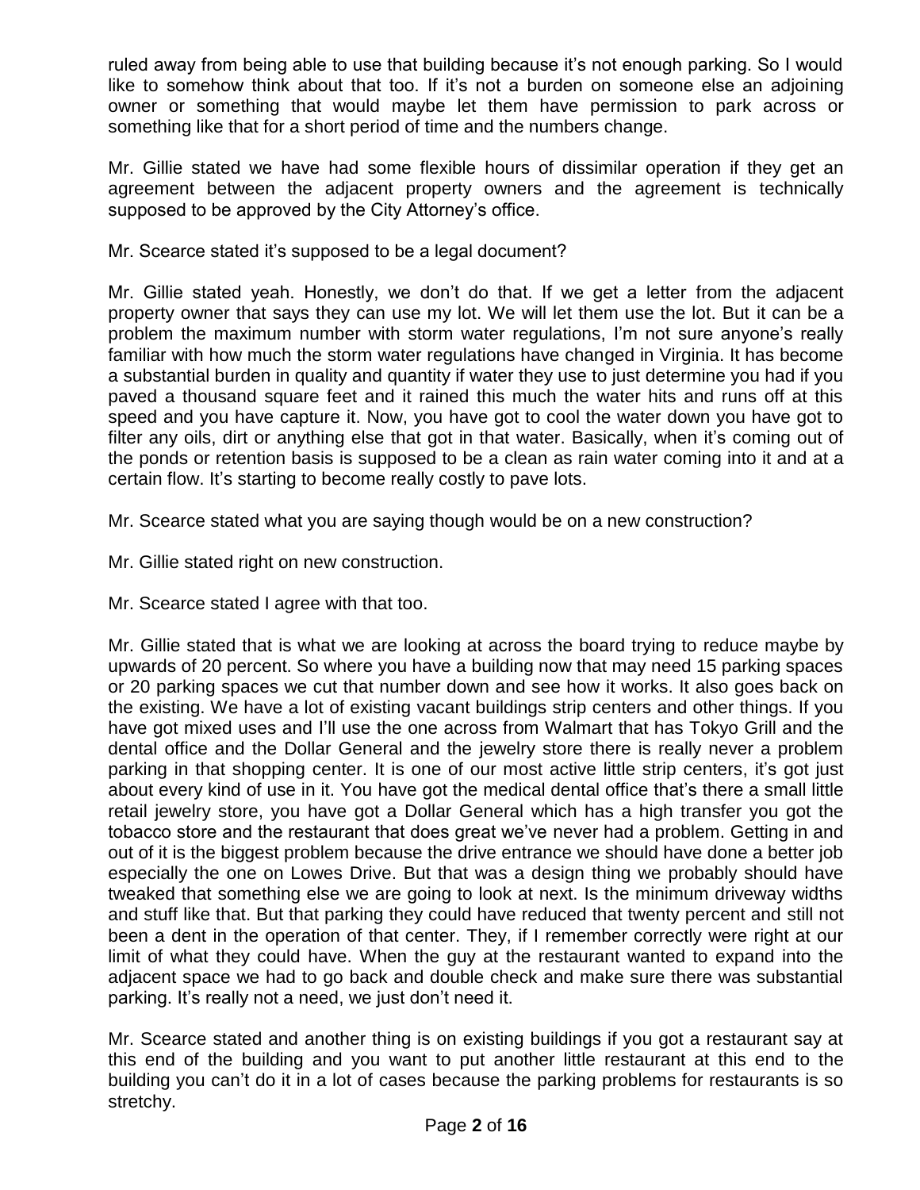ruled away from being able to use that building because it's not enough parking. So I would like to somehow think about that too. If it's not a burden on someone else an adjoining owner or something that would maybe let them have permission to park across or something like that for a short period of time and the numbers change.

Mr. Gillie stated we have had some flexible hours of dissimilar operation if they get an agreement between the adjacent property owners and the agreement is technically supposed to be approved by the City Attorney's office.

Mr. Scearce stated it's supposed to be a legal document?

Mr. Gillie stated yeah. Honestly, we don't do that. If we get a letter from the adjacent property owner that says they can use my lot. We will let them use the lot. But it can be a problem the maximum number with storm water regulations, I'm not sure anyone's really familiar with how much the storm water regulations have changed in Virginia. It has become a substantial burden in quality and quantity if water they use to just determine you had if you paved a thousand square feet and it rained this much the water hits and runs off at this speed and you have capture it. Now, you have got to cool the water down you have got to filter any oils, dirt or anything else that got in that water. Basically, when it's coming out of the ponds or retention basis is supposed to be a clean as rain water coming into it and at a certain flow. It's starting to become really costly to pave lots.

Mr. Scearce stated what you are saying though would be on a new construction?

Mr. Gillie stated right on new construction.

Mr. Scearce stated I agree with that too.

Mr. Gillie stated that is what we are looking at across the board trying to reduce maybe by upwards of 20 percent. So where you have a building now that may need 15 parking spaces or 20 parking spaces we cut that number down and see how it works. It also goes back on the existing. We have a lot of existing vacant buildings strip centers and other things. If you have got mixed uses and I'll use the one across from Walmart that has Tokyo Grill and the dental office and the Dollar General and the jewelry store there is really never a problem parking in that shopping center. It is one of our most active little strip centers, it's got just about every kind of use in it. You have got the medical dental office that's there a small little retail jewelry store, you have got a Dollar General which has a high transfer you got the tobacco store and the restaurant that does great we've never had a problem. Getting in and out of it is the biggest problem because the drive entrance we should have done a better job especially the one on Lowes Drive. But that was a design thing we probably should have tweaked that something else we are going to look at next. Is the minimum driveway widths and stuff like that. But that parking they could have reduced that twenty percent and still not been a dent in the operation of that center. They, if I remember correctly were right at our limit of what they could have. When the guy at the restaurant wanted to expand into the adjacent space we had to go back and double check and make sure there was substantial parking. It's really not a need, we just don't need it.

Mr. Scearce stated and another thing is on existing buildings if you got a restaurant say at this end of the building and you want to put another little restaurant at this end to the building you can't do it in a lot of cases because the parking problems for restaurants is so stretchy.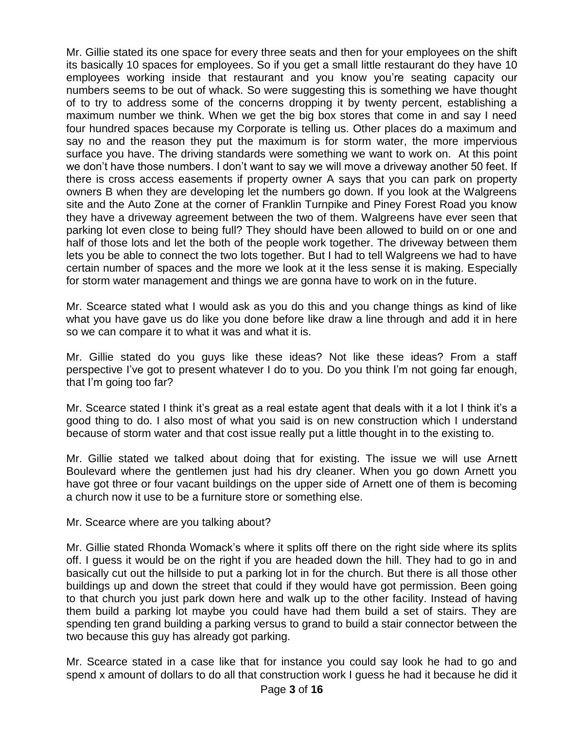Mr. Gillie stated its one space for every three seats and then for your employees on the shift its basically 10 spaces for employees. So if you get a small little restaurant do they have 10 employees working inside that restaurant and you know you're seating capacity our numbers seems to be out of whack. So were suggesting this is something we have thought of to try to address some of the concerns dropping it by twenty percent, establishing a maximum number we think. When we get the big box stores that come in and say I need four hundred spaces because my Corporate is telling us. Other places do a maximum and say no and the reason they put the maximum is for storm water, the more impervious surface you have. The driving standards were something we want to work on. At this point we don't have those numbers. I don't want to say we will move a driveway another 50 feet. If there is cross access easements if property owner A says that you can park on property owners B when they are developing let the numbers go down. If you look at the Walgreens site and the Auto Zone at the corner of Franklin Turnpike and Piney Forest Road you know they have a driveway agreement between the two of them. Walgreens have ever seen that parking lot even close to being full? They should have been allowed to build on or one and half of those lots and let the both of the people work together. The driveway between them lets you be able to connect the two lots together. But I had to tell Walgreens we had to have certain number of spaces and the more we look at it the less sense it is making. Especially for storm water management and things we are gonna have to work on in the future.

Mr. Scearce stated what I would ask as you do this and you change things as kind of like what you have gave us do like you done before like draw a line through and add it in here so we can compare it to what it was and what it is.

Mr. Gillie stated do you guys like these ideas? Not like these ideas? From a staff perspective I've got to present whatever I do to you. Do you think I'm not going far enough, that I'm going too far?

Mr. Scearce stated I think it's great as a real estate agent that deals with it a lot I think it's a good thing to do. I also most of what you said is on new construction which I understand because of storm water and that cost issue really put a little thought in to the existing to.

Mr. Gillie stated we talked about doing that for existing. The issue we will use Arnett Boulevard where the gentlemen just had his dry cleaner. When you go down Arnett you have got three or four vacant buildings on the upper side of Arnett one of them is becoming a church now it use to be a furniture store or something else.

Mr. Scearce where are you talking about?

Mr. Gillie stated Rhonda Womack's where it splits off there on the right side where its splits off. I guess it would be on the right if you are headed down the hill. They had to go in and basically cut out the hillside to put a parking lot in for the church. But there is all those other buildings up and down the street that could if they would have got permission. Been going to that church you just park down here and walk up to the other facility. Instead of having them build a parking lot maybe you could have had them build a set of stairs. They are spending ten grand building a parking versus to grand to build a stair connector between the two because this guy has already got parking.

Mr. Scearce stated in a case like that for instance you could say look he had to go and spend x amount of dollars to do all that construction work I guess he had it because he did it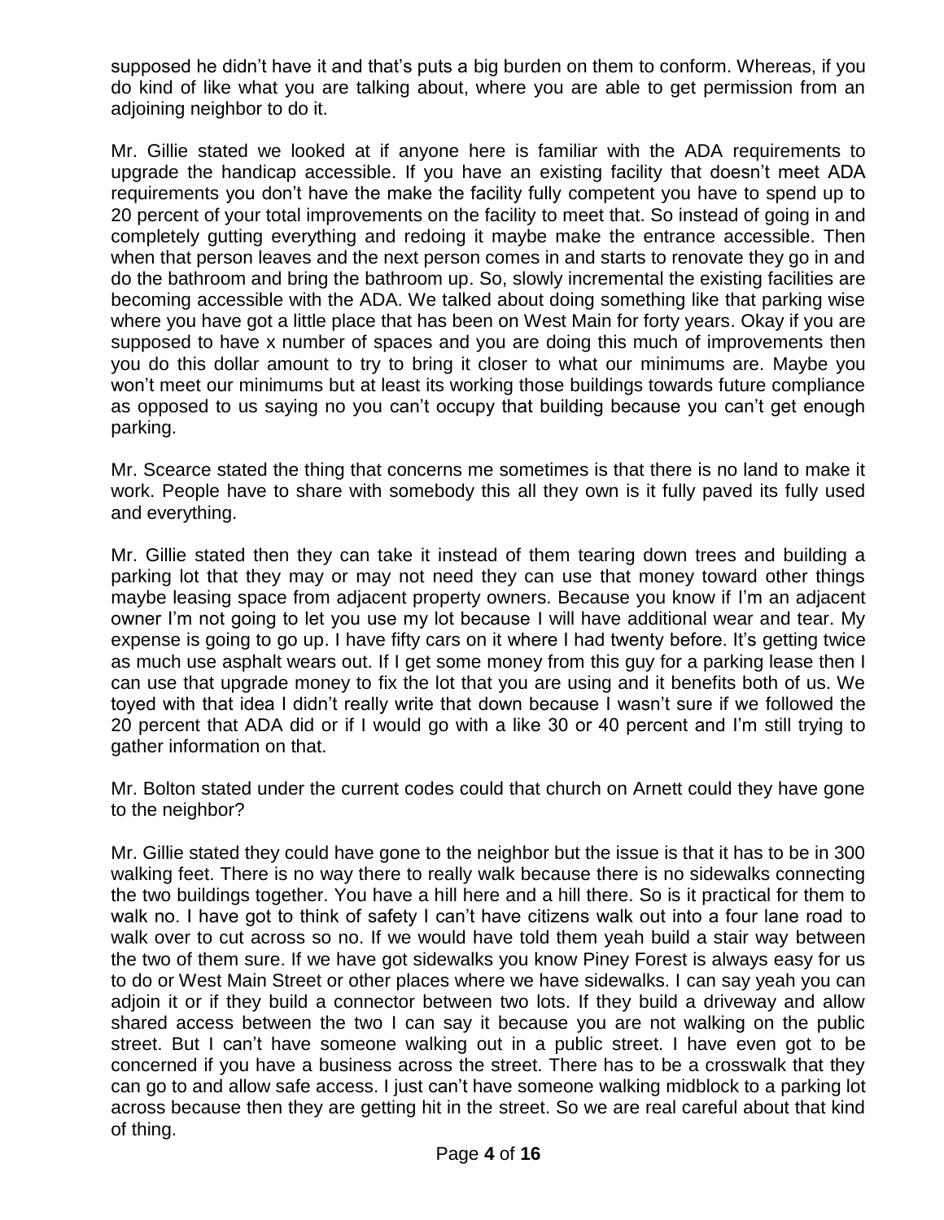supposed he didn't have it and that's puts a big burden on them to conform. Whereas, if you do kind of like what you are talking about, where you are able to get permission from an adjoining neighbor to do it.

Mr. Gillie stated we looked at if anyone here is familiar with the ADA requirements to upgrade the handicap accessible. If you have an existing facility that doesn't meet ADA requirements you don't have the make the facility fully competent you have to spend up to 20 percent of your total improvements on the facility to meet that. So instead of going in and completely gutting everything and redoing it maybe make the entrance accessible. Then when that person leaves and the next person comes in and starts to renovate they go in and do the bathroom and bring the bathroom up. So, slowly incremental the existing facilities are becoming accessible with the ADA. We talked about doing something like that parking wise where you have got a little place that has been on West Main for forty years. Okay if you are supposed to have x number of spaces and you are doing this much of improvements then you do this dollar amount to try to bring it closer to what our minimums are. Maybe you won't meet our minimums but at least its working those buildings towards future compliance as opposed to us saying no you can't occupy that building because you can't get enough parking.

Mr. Scearce stated the thing that concerns me sometimes is that there is no land to make it work. People have to share with somebody this all they own is it fully paved its fully used and everything.

Mr. Gillie stated then they can take it instead of them tearing down trees and building a parking lot that they may or may not need they can use that money toward other things maybe leasing space from adjacent property owners. Because you know if I'm an adjacent owner I'm not going to let you use my lot because I will have additional wear and tear. My expense is going to go up. I have fifty cars on it where I had twenty before. It's getting twice as much use asphalt wears out. If I get some money from this guy for a parking lease then I can use that upgrade money to fix the lot that you are using and it benefits both of us. We toyed with that idea I didn't really write that down because I wasn't sure if we followed the 20 percent that ADA did or if I would go with a like 30 or 40 percent and I'm still trying to gather information on that.

Mr. Bolton stated under the current codes could that church on Arnett could they have gone to the neighbor?

Mr. Gillie stated they could have gone to the neighbor but the issue is that it has to be in 300 walking feet. There is no way there to really walk because there is no sidewalks connecting the two buildings together. You have a hill here and a hill there. So is it practical for them to walk no. I have got to think of safety I can't have citizens walk out into a four lane road to walk over to cut across so no. If we would have told them yeah build a stair way between the two of them sure. If we have got sidewalks you know Piney Forest is always easy for us to do or West Main Street or other places where we have sidewalks. I can say yeah you can adjoin it or if they build a connector between two lots. If they build a driveway and allow shared access between the two I can say it because you are not walking on the public street. But I can't have someone walking out in a public street. I have even got to be concerned if you have a business across the street. There has to be a crosswalk that they can go to and allow safe access. I just can't have someone walking midblock to a parking lot across because then they are getting hit in the street. So we are real careful about that kind of thing.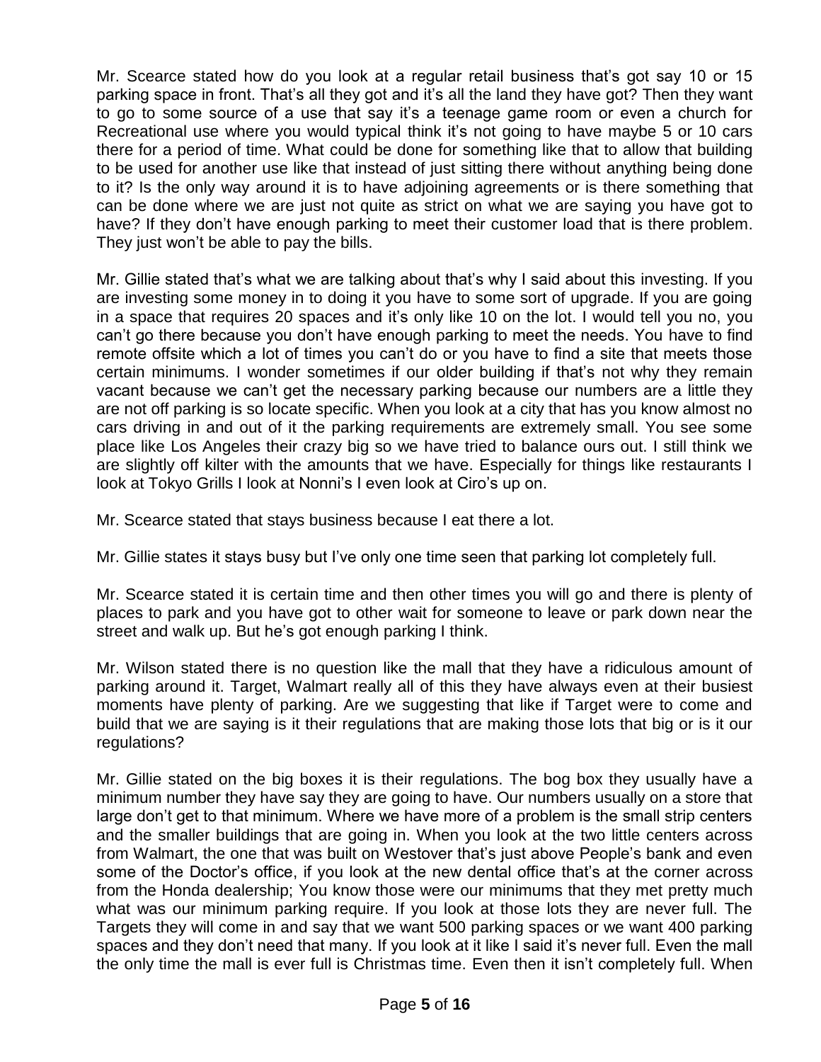Mr. Scearce stated how do you look at a regular retail business that's got say 10 or 15 parking space in front. That's all they got and it's all the land they have got? Then they want to go to some source of a use that say it's a teenage game room or even a church for Recreational use where you would typical think it's not going to have maybe 5 or 10 cars there for a period of time. What could be done for something like that to allow that building to be used for another use like that instead of just sitting there without anything being done to it? Is the only way around it is to have adjoining agreements or is there something that can be done where we are just not quite as strict on what we are saying you have got to have? If they don't have enough parking to meet their customer load that is there problem. They just won't be able to pay the bills.

Mr. Gillie stated that's what we are talking about that's why I said about this investing. If you are investing some money in to doing it you have to some sort of upgrade. If you are going in a space that requires 20 spaces and it's only like 10 on the lot. I would tell you no, you can't go there because you don't have enough parking to meet the needs. You have to find remote offsite which a lot of times you can't do or you have to find a site that meets those certain minimums. I wonder sometimes if our older building if that's not why they remain vacant because we can't get the necessary parking because our numbers are a little they are not off parking is so locate specific. When you look at a city that has you know almost no cars driving in and out of it the parking requirements are extremely small. You see some place like Los Angeles their crazy big so we have tried to balance ours out. I still think we are slightly off kilter with the amounts that we have. Especially for things like restaurants I look at Tokyo Grills I look at Nonni's I even look at Ciro's up on.

Mr. Scearce stated that stays business because I eat there a lot.

Mr. Gillie states it stays busy but I've only one time seen that parking lot completely full.

Mr. Scearce stated it is certain time and then other times you will go and there is plenty of places to park and you have got to other wait for someone to leave or park down near the street and walk up. But he's got enough parking I think.

Mr. Wilson stated there is no question like the mall that they have a ridiculous amount of parking around it. Target, Walmart really all of this they have always even at their busiest moments have plenty of parking. Are we suggesting that like if Target were to come and build that we are saying is it their regulations that are making those lots that big or is it our regulations?

Mr. Gillie stated on the big boxes it is their regulations. The bog box they usually have a minimum number they have say they are going to have. Our numbers usually on a store that large don't get to that minimum. Where we have more of a problem is the small strip centers and the smaller buildings that are going in. When you look at the two little centers across from Walmart, the one that was built on Westover that's just above People's bank and even some of the Doctor's office, if you look at the new dental office that's at the corner across from the Honda dealership; You know those were our minimums that they met pretty much what was our minimum parking require. If you look at those lots they are never full. The Targets they will come in and say that we want 500 parking spaces or we want 400 parking spaces and they don't need that many. If you look at it like I said it's never full. Even the mall the only time the mall is ever full is Christmas time. Even then it isn't completely full. When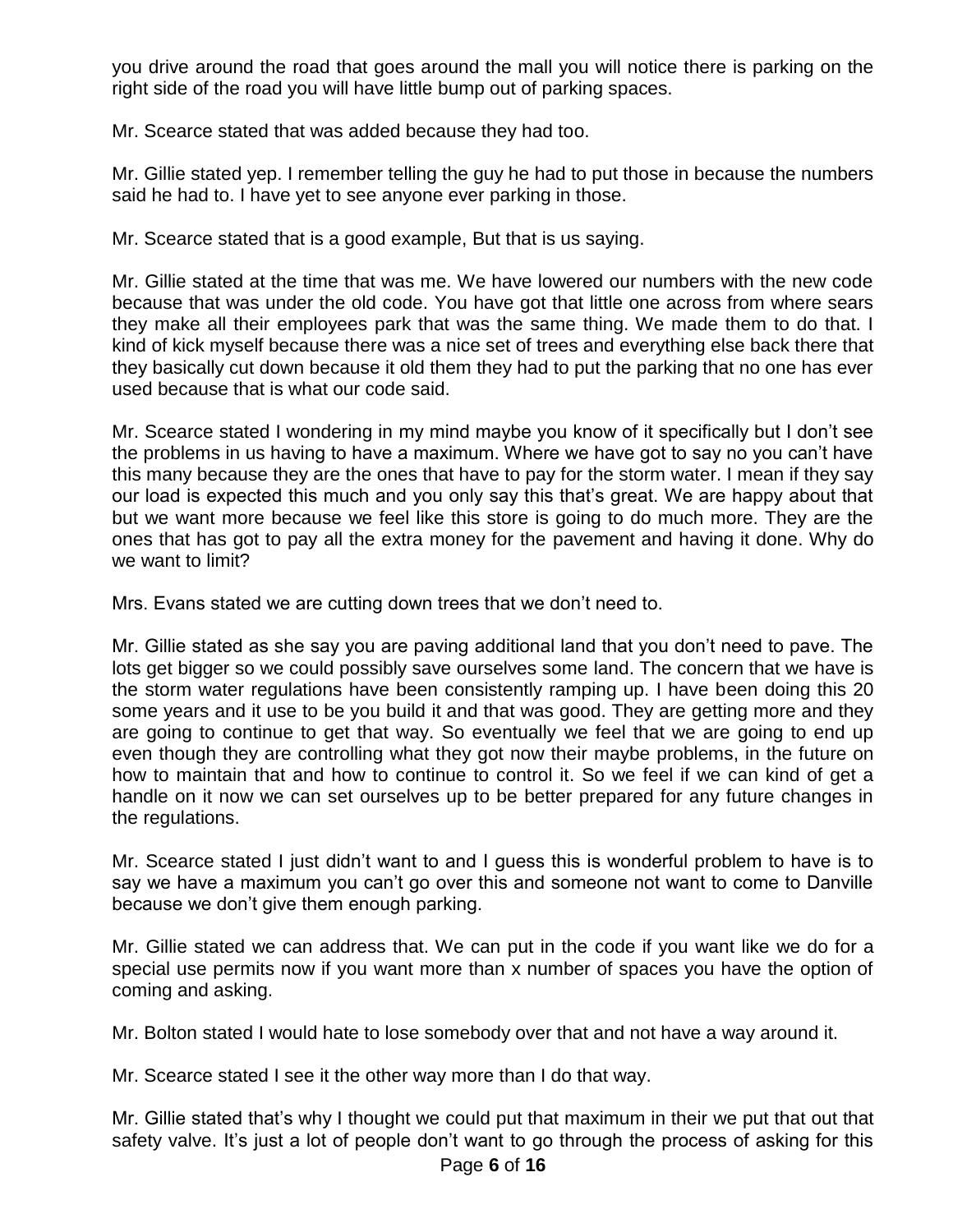you drive around the road that goes around the mall you will notice there is parking on the right side of the road you will have little bump out of parking spaces.

Mr. Scearce stated that was added because they had too.

Mr. Gillie stated yep. I remember telling the guy he had to put those in because the numbers said he had to. I have yet to see anyone ever parking in those.

Mr. Scearce stated that is a good example, But that is us saying.

Mr. Gillie stated at the time that was me. We have lowered our numbers with the new code because that was under the old code. You have got that little one across from where sears they make all their employees park that was the same thing. We made them to do that. I kind of kick myself because there was a nice set of trees and everything else back there that they basically cut down because it old them they had to put the parking that no one has ever used because that is what our code said.

Mr. Scearce stated I wondering in my mind maybe you know of it specifically but I don't see the problems in us having to have a maximum. Where we have got to say no you can't have this many because they are the ones that have to pay for the storm water. I mean if they say our load is expected this much and you only say this that's great. We are happy about that but we want more because we feel like this store is going to do much more. They are the ones that has got to pay all the extra money for the pavement and having it done. Why do we want to limit?

Mrs. Evans stated we are cutting down trees that we don't need to.

Mr. Gillie stated as she say you are paving additional land that you don't need to pave. The lots get bigger so we could possibly save ourselves some land. The concern that we have is the storm water regulations have been consistently ramping up. I have been doing this 20 some years and it use to be you build it and that was good. They are getting more and they are going to continue to get that way. So eventually we feel that we are going to end up even though they are controlling what they got now their maybe problems, in the future on how to maintain that and how to continue to control it. So we feel if we can kind of get a handle on it now we can set ourselves up to be better prepared for any future changes in the regulations.

Mr. Scearce stated I just didn't want to and I guess this is wonderful problem to have is to say we have a maximum you can't go over this and someone not want to come to Danville because we don't give them enough parking.

Mr. Gillie stated we can address that. We can put in the code if you want like we do for a special use permits now if you want more than x number of spaces you have the option of coming and asking.

Mr. Bolton stated I would hate to lose somebody over that and not have a way around it.

Mr. Scearce stated I see it the other way more than I do that way.

Mr. Gillie stated that's why I thought we could put that maximum in their we put that out that safety valve. It's just a lot of people don't want to go through the process of asking for this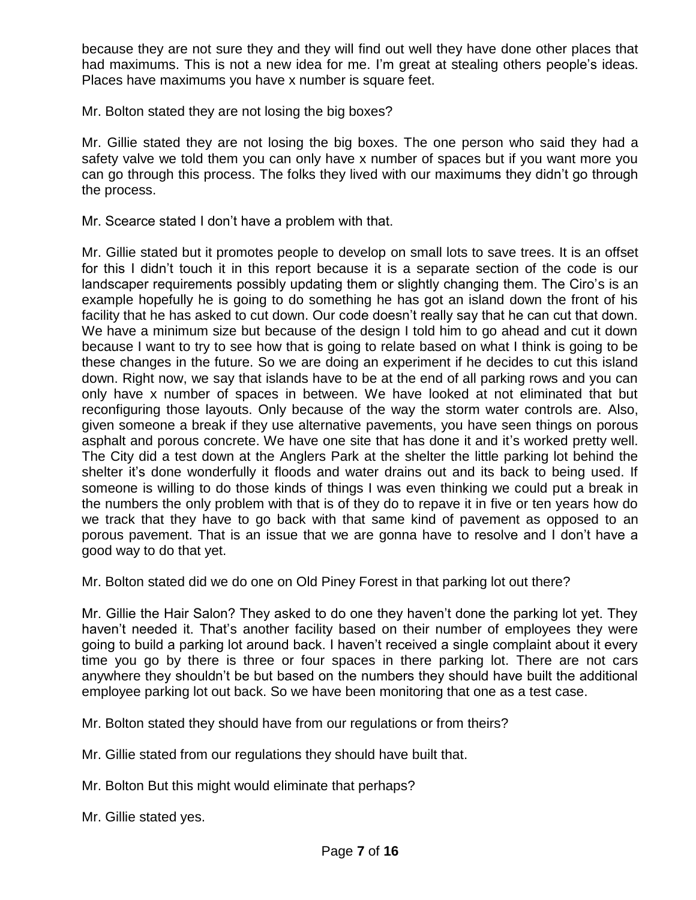because they are not sure they and they will find out well they have done other places that had maximums. This is not a new idea for me. I'm great at stealing others people's ideas. Places have maximums you have x number is square feet.

Mr. Bolton stated they are not losing the big boxes?

Mr. Gillie stated they are not losing the big boxes. The one person who said they had a safety valve we told them you can only have x number of spaces but if you want more you can go through this process. The folks they lived with our maximums they didn't go through the process.

Mr. Scearce stated I don't have a problem with that.

Mr. Gillie stated but it promotes people to develop on small lots to save trees. It is an offset for this I didn't touch it in this report because it is a separate section of the code is our landscaper requirements possibly updating them or slightly changing them. The Ciro's is an example hopefully he is going to do something he has got an island down the front of his facility that he has asked to cut down. Our code doesn't really say that he can cut that down. We have a minimum size but because of the design I told him to go ahead and cut it down because I want to try to see how that is going to relate based on what I think is going to be these changes in the future. So we are doing an experiment if he decides to cut this island down. Right now, we say that islands have to be at the end of all parking rows and you can only have x number of spaces in between. We have looked at not eliminated that but reconfiguring those layouts. Only because of the way the storm water controls are. Also, given someone a break if they use alternative pavements, you have seen things on porous asphalt and porous concrete. We have one site that has done it and it's worked pretty well. The City did a test down at the Anglers Park at the shelter the little parking lot behind the shelter it's done wonderfully it floods and water drains out and its back to being used. If someone is willing to do those kinds of things I was even thinking we could put a break in the numbers the only problem with that is of they do to repave it in five or ten years how do we track that they have to go back with that same kind of pavement as opposed to an porous pavement. That is an issue that we are gonna have to resolve and I don't have a good way to do that yet.

Mr. Bolton stated did we do one on Old Piney Forest in that parking lot out there?

Mr. Gillie the Hair Salon? They asked to do one they haven't done the parking lot yet. They haven't needed it. That's another facility based on their number of employees they were going to build a parking lot around back. I haven't received a single complaint about it every time you go by there is three or four spaces in there parking lot. There are not cars anywhere they shouldn't be but based on the numbers they should have built the additional employee parking lot out back. So we have been monitoring that one as a test case.

Mr. Bolton stated they should have from our regulations or from theirs?

Mr. Gillie stated from our regulations they should have built that.

Mr. Bolton But this might would eliminate that perhaps?

Mr. Gillie stated yes.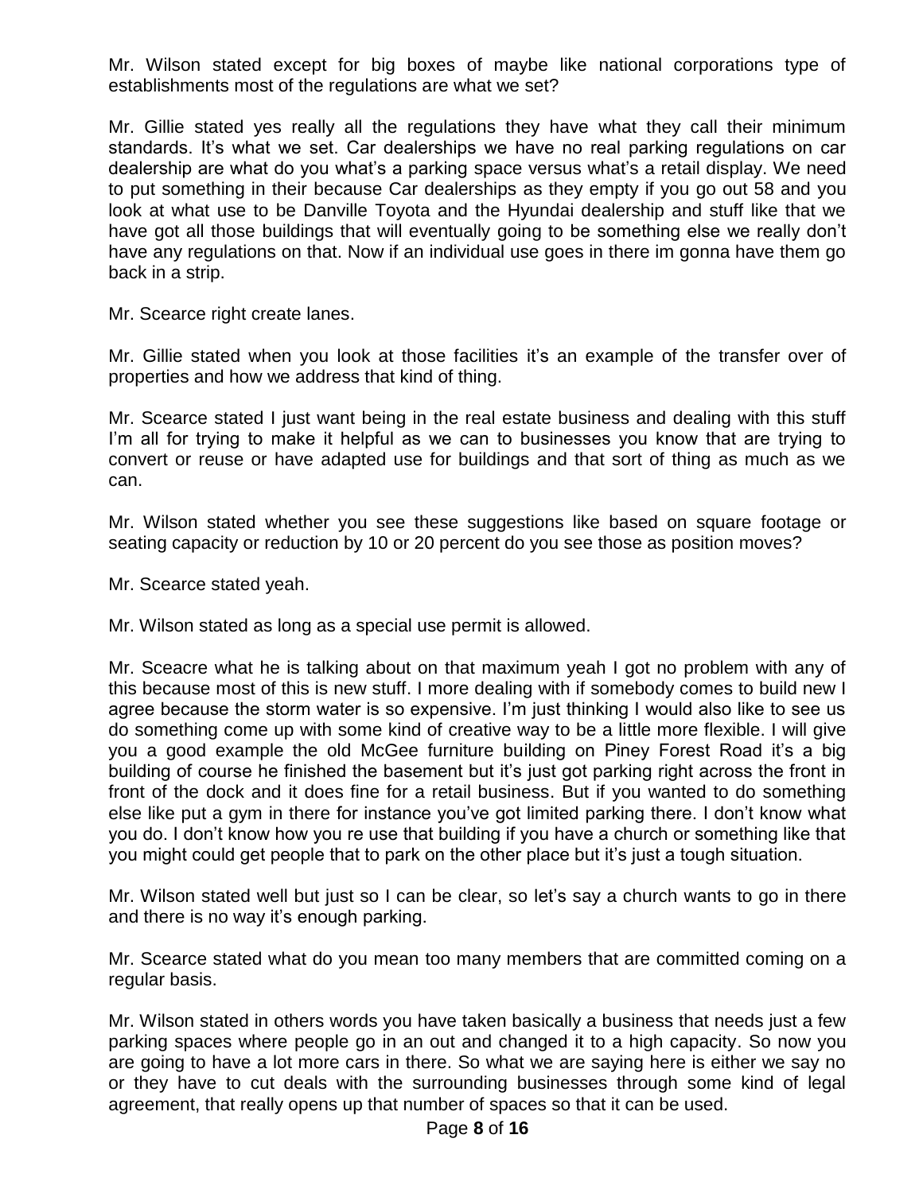Mr. Wilson stated except for big boxes of maybe like national corporations type of establishments most of the regulations are what we set?

Mr. Gillie stated yes really all the regulations they have what they call their minimum standards. It's what we set. Car dealerships we have no real parking regulations on car dealership are what do you what's a parking space versus what's a retail display. We need to put something in their because Car dealerships as they empty if you go out 58 and you look at what use to be Danville Toyota and the Hyundai dealership and stuff like that we have got all those buildings that will eventually going to be something else we really don't have any regulations on that. Now if an individual use goes in there im gonna have them go back in a strip.

Mr. Scearce right create lanes.

Mr. Gillie stated when you look at those facilities it's an example of the transfer over of properties and how we address that kind of thing.

Mr. Scearce stated I just want being in the real estate business and dealing with this stuff I'm all for trying to make it helpful as we can to businesses you know that are trying to convert or reuse or have adapted use for buildings and that sort of thing as much as we can.

Mr. Wilson stated whether you see these suggestions like based on square footage or seating capacity or reduction by 10 or 20 percent do you see those as position moves?

Mr. Scearce stated yeah.

Mr. Wilson stated as long as a special use permit is allowed.

Mr. Sceacre what he is talking about on that maximum yeah I got no problem with any of this because most of this is new stuff. I more dealing with if somebody comes to build new I agree because the storm water is so expensive. I'm just thinking I would also like to see us do something come up with some kind of creative way to be a little more flexible. I will give you a good example the old McGee furniture building on Piney Forest Road it's a big building of course he finished the basement but it's just got parking right across the front in front of the dock and it does fine for a retail business. But if you wanted to do something else like put a gym in there for instance you've got limited parking there. I don't know what you do. I don't know how you re use that building if you have a church or something like that you might could get people that to park on the other place but it's just a tough situation.

Mr. Wilson stated well but just so I can be clear, so let's say a church wants to go in there and there is no way it's enough parking.

Mr. Scearce stated what do you mean too many members that are committed coming on a regular basis.

Mr. Wilson stated in others words you have taken basically a business that needs just a few parking spaces where people go in an out and changed it to a high capacity. So now you are going to have a lot more cars in there. So what we are saying here is either we say no or they have to cut deals with the surrounding businesses through some kind of legal agreement, that really opens up that number of spaces so that it can be used.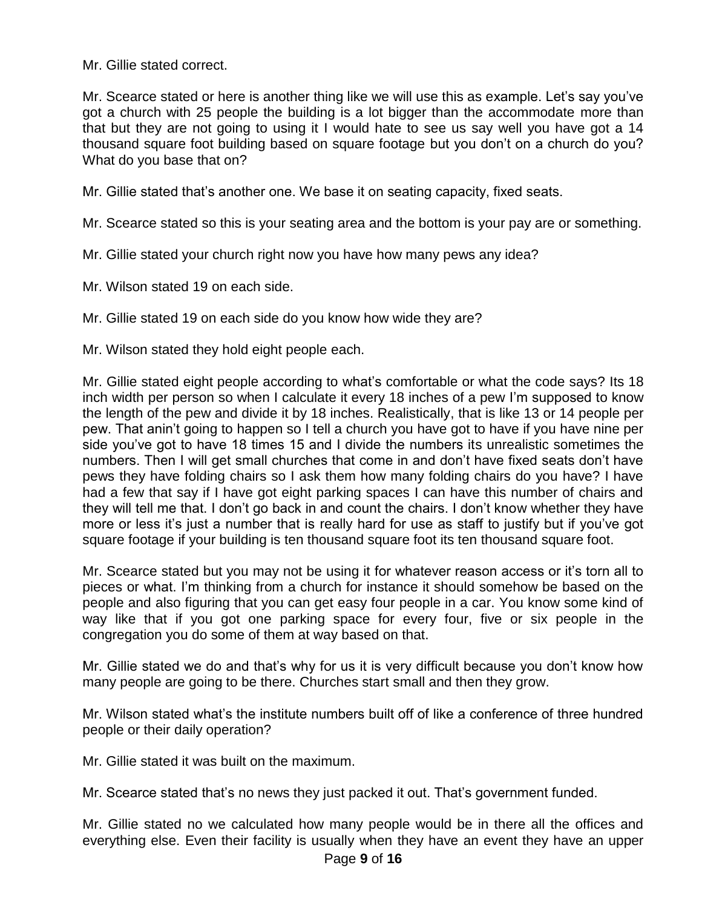Mr. Gillie stated correct.

Mr. Scearce stated or here is another thing like we will use this as example. Let's say you've got a church with 25 people the building is a lot bigger than the accommodate more than that but they are not going to using it I would hate to see us say well you have got a 14 thousand square foot building based on square footage but you don't on a church do you? What do you base that on?

Mr. Gillie stated that's another one. We base it on seating capacity, fixed seats.

Mr. Scearce stated so this is your seating area and the bottom is your pay are or something.

Mr. Gillie stated your church right now you have how many pews any idea?

Mr. Wilson stated 19 on each side.

Mr. Gillie stated 19 on each side do you know how wide they are?

Mr. Wilson stated they hold eight people each.

Mr. Gillie stated eight people according to what's comfortable or what the code says? Its 18 inch width per person so when I calculate it every 18 inches of a pew I'm supposed to know the length of the pew and divide it by 18 inches. Realistically, that is like 13 or 14 people per pew. That anin't going to happen so I tell a church you have got to have if you have nine per side you've got to have 18 times 15 and I divide the numbers its unrealistic sometimes the numbers. Then I will get small churches that come in and don't have fixed seats don't have pews they have folding chairs so I ask them how many folding chairs do you have? I have had a few that say if I have got eight parking spaces I can have this number of chairs and they will tell me that. I don't go back in and count the chairs. I don't know whether they have more or less it's just a number that is really hard for use as staff to justify but if you've got square footage if your building is ten thousand square foot its ten thousand square foot.

Mr. Scearce stated but you may not be using it for whatever reason access or it's torn all to pieces or what. I'm thinking from a church for instance it should somehow be based on the people and also figuring that you can get easy four people in a car. You know some kind of way like that if you got one parking space for every four, five or six people in the congregation you do some of them at way based on that.

Mr. Gillie stated we do and that's why for us it is very difficult because you don't know how many people are going to be there. Churches start small and then they grow.

Mr. Wilson stated what's the institute numbers built off of like a conference of three hundred people or their daily operation?

Mr. Gillie stated it was built on the maximum.

Mr. Scearce stated that's no news they just packed it out. That's government funded.

Mr. Gillie stated no we calculated how many people would be in there all the offices and everything else. Even their facility is usually when they have an event they have an upper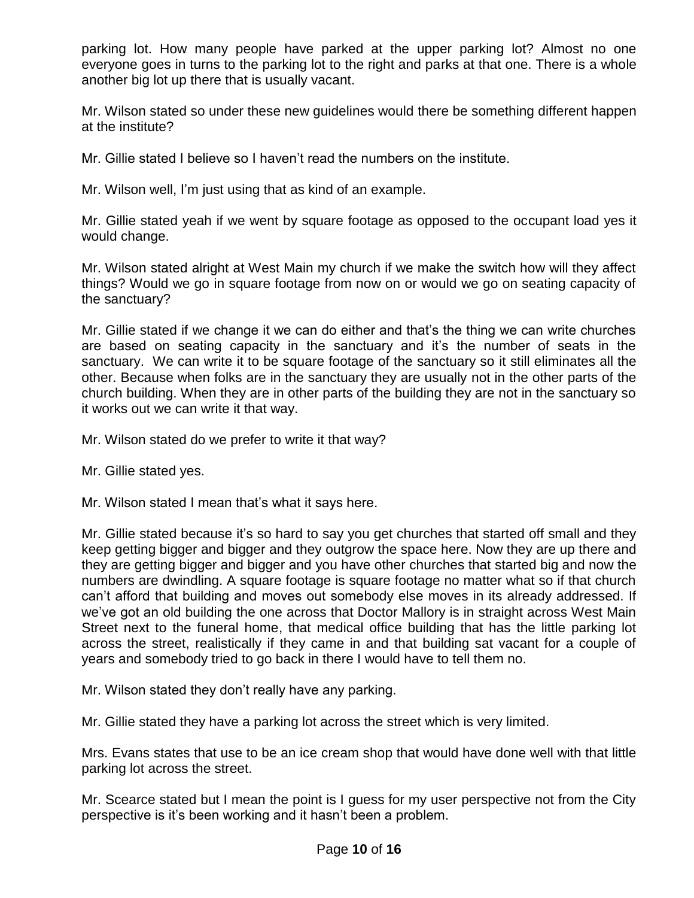parking lot. How many people have parked at the upper parking lot? Almost no one everyone goes in turns to the parking lot to the right and parks at that one. There is a whole another big lot up there that is usually vacant.

Mr. Wilson stated so under these new guidelines would there be something different happen at the institute?

Mr. Gillie stated I believe so I haven't read the numbers on the institute.

Mr. Wilson well, I'm just using that as kind of an example.

Mr. Gillie stated yeah if we went by square footage as opposed to the occupant load yes it would change.

Mr. Wilson stated alright at West Main my church if we make the switch how will they affect things? Would we go in square footage from now on or would we go on seating capacity of the sanctuary?

Mr. Gillie stated if we change it we can do either and that's the thing we can write churches are based on seating capacity in the sanctuary and it's the number of seats in the sanctuary. We can write it to be square footage of the sanctuary so it still eliminates all the other. Because when folks are in the sanctuary they are usually not in the other parts of the church building. When they are in other parts of the building they are not in the sanctuary so it works out we can write it that way.

Mr. Wilson stated do we prefer to write it that way?

Mr. Gillie stated yes.

Mr. Wilson stated I mean that's what it says here.

Mr. Gillie stated because it's so hard to say you get churches that started off small and they keep getting bigger and bigger and they outgrow the space here. Now they are up there and they are getting bigger and bigger and you have other churches that started big and now the numbers are dwindling. A square footage is square footage no matter what so if that church can't afford that building and moves out somebody else moves in its already addressed. If we've got an old building the one across that Doctor Mallory is in straight across West Main Street next to the funeral home, that medical office building that has the little parking lot across the street, realistically if they came in and that building sat vacant for a couple of years and somebody tried to go back in there I would have to tell them no.

Mr. Wilson stated they don't really have any parking.

Mr. Gillie stated they have a parking lot across the street which is very limited.

Mrs. Evans states that use to be an ice cream shop that would have done well with that little parking lot across the street.

Mr. Scearce stated but I mean the point is I guess for my user perspective not from the City perspective is it's been working and it hasn't been a problem.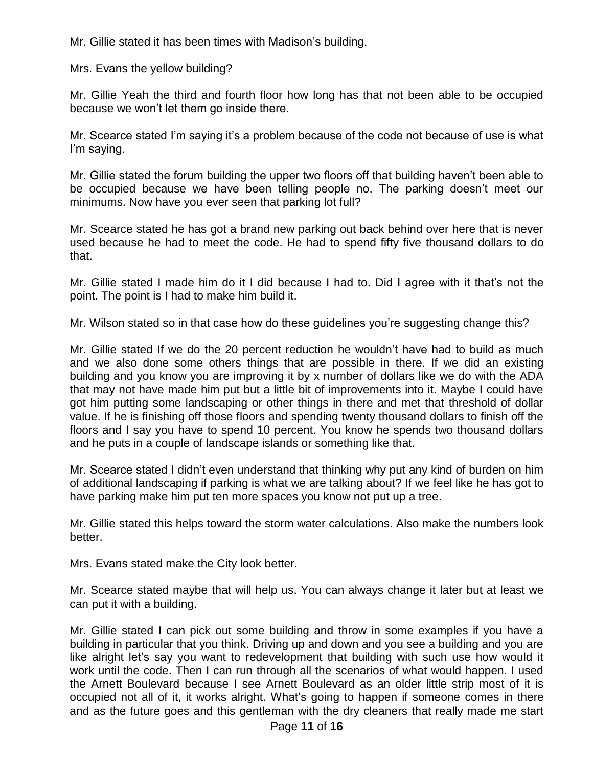Mr. Gillie stated it has been times with Madison's building.

Mrs. Evans the yellow building?

Mr. Gillie Yeah the third and fourth floor how long has that not been able to be occupied because we won't let them go inside there.

Mr. Scearce stated I'm saying it's a problem because of the code not because of use is what I'm saying.

Mr. Gillie stated the forum building the upper two floors off that building haven't been able to be occupied because we have been telling people no. The parking doesn't meet our minimums. Now have you ever seen that parking lot full?

Mr. Scearce stated he has got a brand new parking out back behind over here that is never used because he had to meet the code. He had to spend fifty five thousand dollars to do that.

Mr. Gillie stated I made him do it I did because I had to. Did I agree with it that's not the point. The point is I had to make him build it.

Mr. Wilson stated so in that case how do these guidelines you're suggesting change this?

Mr. Gillie stated If we do the 20 percent reduction he wouldn't have had to build as much and we also done some others things that are possible in there. If we did an existing building and you know you are improving it by x number of dollars like we do with the ADA that may not have made him put but a little bit of improvements into it. Maybe I could have got him putting some landscaping or other things in there and met that threshold of dollar value. If he is finishing off those floors and spending twenty thousand dollars to finish off the floors and I say you have to spend 10 percent. You know he spends two thousand dollars and he puts in a couple of landscape islands or something like that.

Mr. Scearce stated I didn't even understand that thinking why put any kind of burden on him of additional landscaping if parking is what we are talking about? If we feel like he has got to have parking make him put ten more spaces you know not put up a tree.

Mr. Gillie stated this helps toward the storm water calculations. Also make the numbers look better.

Mrs. Evans stated make the City look better.

Mr. Scearce stated maybe that will help us. You can always change it later but at least we can put it with a building.

Mr. Gillie stated I can pick out some building and throw in some examples if you have a building in particular that you think. Driving up and down and you see a building and you are like alright let's say you want to redevelopment that building with such use how would it work until the code. Then I can run through all the scenarios of what would happen. I used the Arnett Boulevard because I see Arnett Boulevard as an older little strip most of it is occupied not all of it, it works alright. What's going to happen if someone comes in there and as the future goes and this gentleman with the dry cleaners that really made me start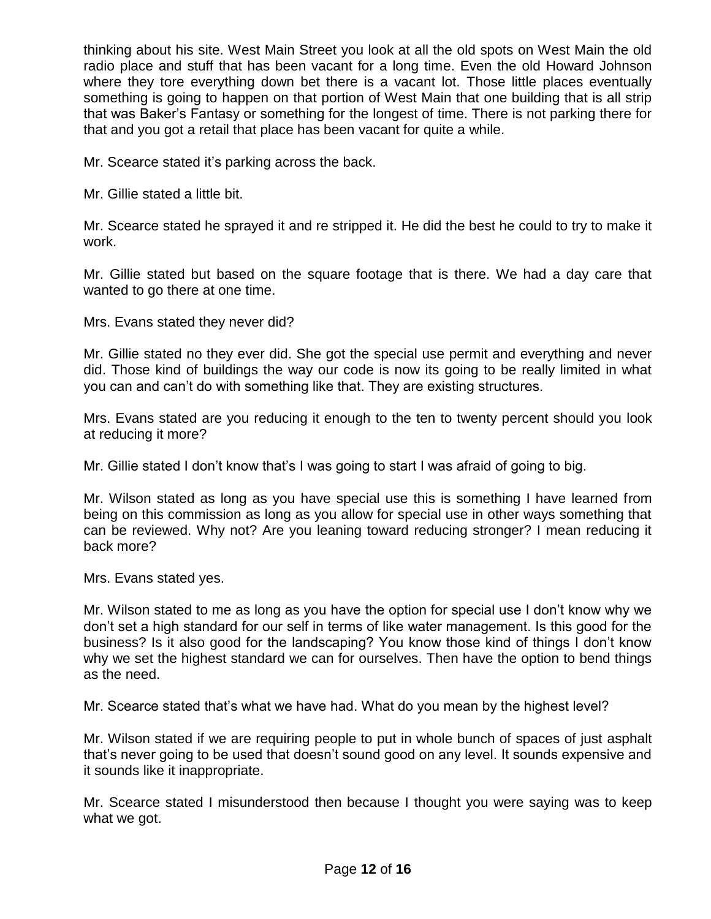thinking about his site. West Main Street you look at all the old spots on West Main the old radio place and stuff that has been vacant for a long time. Even the old Howard Johnson where they tore everything down bet there is a vacant lot. Those little places eventually something is going to happen on that portion of West Main that one building that is all strip that was Baker's Fantasy or something for the longest of time. There is not parking there for that and you got a retail that place has been vacant for quite a while.

Mr. Scearce stated it's parking across the back.

Mr. Gillie stated a little bit.

Mr. Scearce stated he sprayed it and re stripped it. He did the best he could to try to make it work.

Mr. Gillie stated but based on the square footage that is there. We had a day care that wanted to go there at one time.

Mrs. Evans stated they never did?

Mr. Gillie stated no they ever did. She got the special use permit and everything and never did. Those kind of buildings the way our code is now its going to be really limited in what you can and can't do with something like that. They are existing structures.

Mrs. Evans stated are you reducing it enough to the ten to twenty percent should you look at reducing it more?

Mr. Gillie stated I don't know that's I was going to start I was afraid of going to big.

Mr. Wilson stated as long as you have special use this is something I have learned from being on this commission as long as you allow for special use in other ways something that can be reviewed. Why not? Are you leaning toward reducing stronger? I mean reducing it back more?

Mrs. Evans stated yes.

Mr. Wilson stated to me as long as you have the option for special use I don't know why we don't set a high standard for our self in terms of like water management. Is this good for the business? Is it also good for the landscaping? You know those kind of things I don't know why we set the highest standard we can for ourselves. Then have the option to bend things as the need.

Mr. Scearce stated that's what we have had. What do you mean by the highest level?

Mr. Wilson stated if we are requiring people to put in whole bunch of spaces of just asphalt that's never going to be used that doesn't sound good on any level. It sounds expensive and it sounds like it inappropriate.

Mr. Scearce stated I misunderstood then because I thought you were saying was to keep what we got.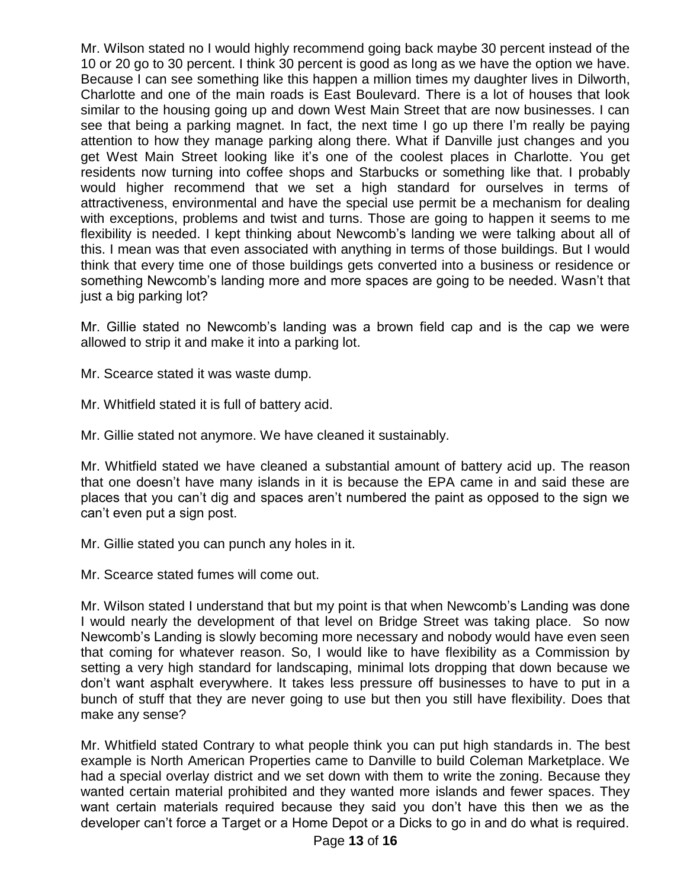Mr. Wilson stated no I would highly recommend going back maybe 30 percent instead of the 10 or 20 go to 30 percent. I think 30 percent is good as long as we have the option we have. Because I can see something like this happen a million times my daughter lives in Dilworth, Charlotte and one of the main roads is East Boulevard. There is a lot of houses that look similar to the housing going up and down West Main Street that are now businesses. I can see that being a parking magnet. In fact, the next time I go up there I'm really be paying attention to how they manage parking along there. What if Danville just changes and you get West Main Street looking like it's one of the coolest places in Charlotte. You get residents now turning into coffee shops and Starbucks or something like that. I probably would higher recommend that we set a high standard for ourselves in terms of attractiveness, environmental and have the special use permit be a mechanism for dealing with exceptions, problems and twist and turns. Those are going to happen it seems to me flexibility is needed. I kept thinking about Newcomb's landing we were talking about all of this. I mean was that even associated with anything in terms of those buildings. But I would think that every time one of those buildings gets converted into a business or residence or something Newcomb's landing more and more spaces are going to be needed. Wasn't that just a big parking lot?

Mr. Gillie stated no Newcomb's landing was a brown field cap and is the cap we were allowed to strip it and make it into a parking lot.

Mr. Scearce stated it was waste dump.

Mr. Whitfield stated it is full of battery acid.

Mr. Gillie stated not anymore. We have cleaned it sustainably.

Mr. Whitfield stated we have cleaned a substantial amount of battery acid up. The reason that one doesn't have many islands in it is because the EPA came in and said these are places that you can't dig and spaces aren't numbered the paint as opposed to the sign we can't even put a sign post.

Mr. Gillie stated you can punch any holes in it.

Mr. Scearce stated fumes will come out.

Mr. Wilson stated I understand that but my point is that when Newcomb's Landing was done I would nearly the development of that level on Bridge Street was taking place. So now Newcomb's Landing is slowly becoming more necessary and nobody would have even seen that coming for whatever reason. So, I would like to have flexibility as a Commission by setting a very high standard for landscaping, minimal lots dropping that down because we don't want asphalt everywhere. It takes less pressure off businesses to have to put in a bunch of stuff that they are never going to use but then you still have flexibility. Does that make any sense?

Mr. Whitfield stated Contrary to what people think you can put high standards in. The best example is North American Properties came to Danville to build Coleman Marketplace. We had a special overlay district and we set down with them to write the zoning. Because they wanted certain material prohibited and they wanted more islands and fewer spaces. They want certain materials required because they said you don't have this then we as the developer can't force a Target or a Home Depot or a Dicks to go in and do what is required.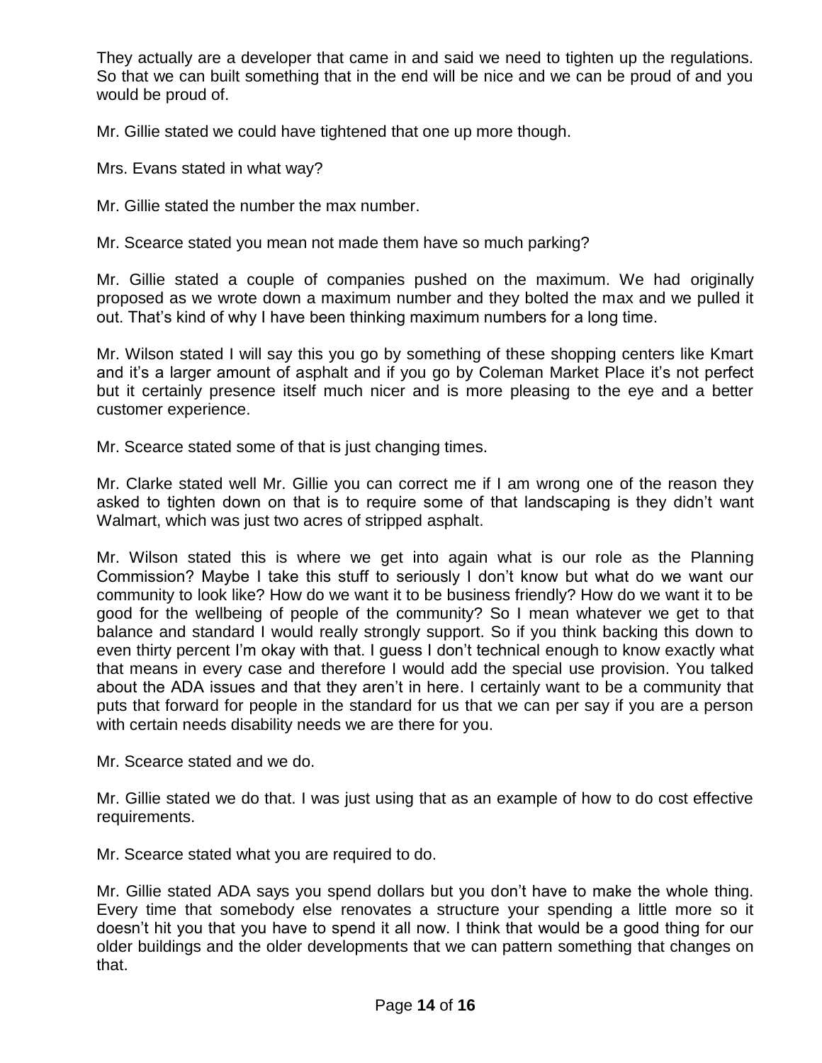They actually are a developer that came in and said we need to tighten up the regulations. So that we can built something that in the end will be nice and we can be proud of and you would be proud of.

Mr. Gillie stated we could have tightened that one up more though.

Mrs. Evans stated in what way?

Mr. Gillie stated the number the max number.

Mr. Scearce stated you mean not made them have so much parking?

Mr. Gillie stated a couple of companies pushed on the maximum. We had originally proposed as we wrote down a maximum number and they bolted the max and we pulled it out. That's kind of why I have been thinking maximum numbers for a long time.

Mr. Wilson stated I will say this you go by something of these shopping centers like Kmart and it's a larger amount of asphalt and if you go by Coleman Market Place it's not perfect but it certainly presence itself much nicer and is more pleasing to the eye and a better customer experience.

Mr. Scearce stated some of that is just changing times.

Mr. Clarke stated well Mr. Gillie you can correct me if I am wrong one of the reason they asked to tighten down on that is to require some of that landscaping is they didn't want Walmart, which was just two acres of stripped asphalt.

Mr. Wilson stated this is where we get into again what is our role as the Planning Commission? Maybe I take this stuff to seriously I don't know but what do we want our community to look like? How do we want it to be business friendly? How do we want it to be good for the wellbeing of people of the community? So I mean whatever we get to that balance and standard I would really strongly support. So if you think backing this down to even thirty percent I'm okay with that. I guess I don't technical enough to know exactly what that means in every case and therefore I would add the special use provision. You talked about the ADA issues and that they aren't in here. I certainly want to be a community that puts that forward for people in the standard for us that we can per say if you are a person with certain needs disability needs we are there for you.

Mr. Scearce stated and we do.

Mr. Gillie stated we do that. I was just using that as an example of how to do cost effective requirements.

Mr. Scearce stated what you are required to do.

Mr. Gillie stated ADA says you spend dollars but you don't have to make the whole thing. Every time that somebody else renovates a structure your spending a little more so it doesn't hit you that you have to spend it all now. I think that would be a good thing for our older buildings and the older developments that we can pattern something that changes on that.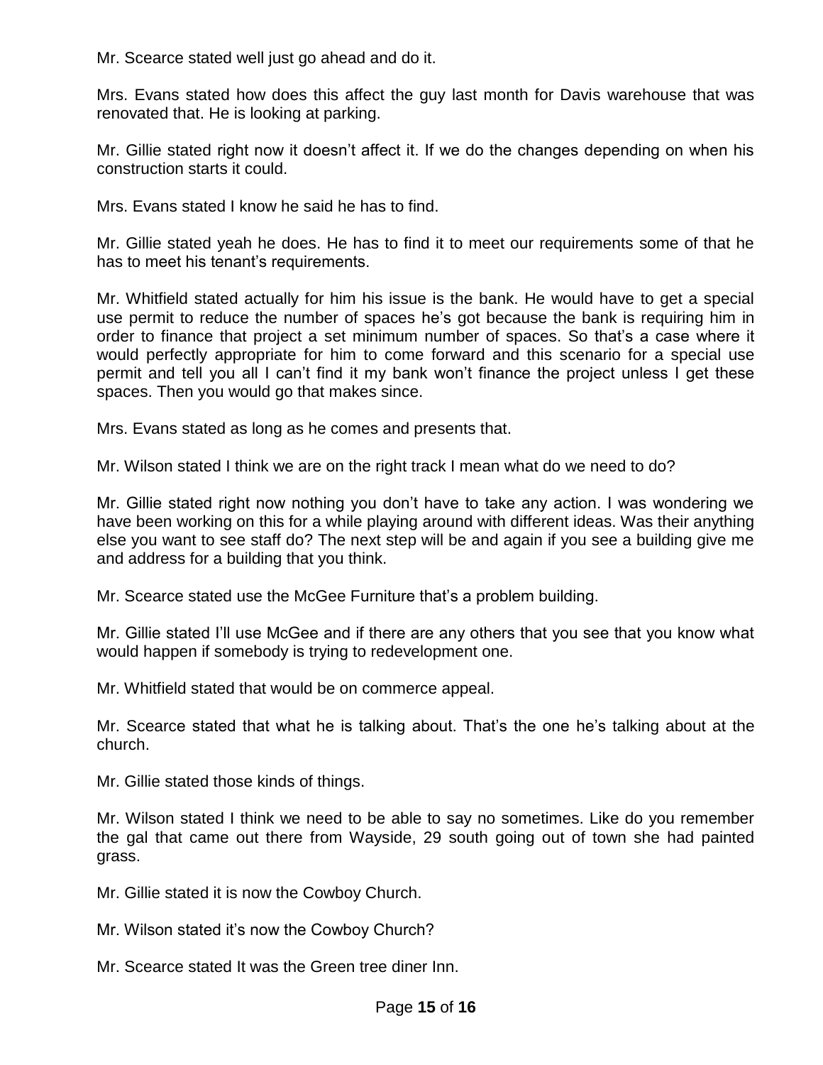Mr. Scearce stated well just go ahead and do it.

Mrs. Evans stated how does this affect the guy last month for Davis warehouse that was renovated that. He is looking at parking.

Mr. Gillie stated right now it doesn't affect it. If we do the changes depending on when his construction starts it could.

Mrs. Evans stated I know he said he has to find.

Mr. Gillie stated yeah he does. He has to find it to meet our requirements some of that he has to meet his tenant's requirements.

Mr. Whitfield stated actually for him his issue is the bank. He would have to get a special use permit to reduce the number of spaces he's got because the bank is requiring him in order to finance that project a set minimum number of spaces. So that's a case where it would perfectly appropriate for him to come forward and this scenario for a special use permit and tell you all I can't find it my bank won't finance the project unless I get these spaces. Then you would go that makes since.

Mrs. Evans stated as long as he comes and presents that.

Mr. Wilson stated I think we are on the right track I mean what do we need to do?

Mr. Gillie stated right now nothing you don't have to take any action. I was wondering we have been working on this for a while playing around with different ideas. Was their anything else you want to see staff do? The next step will be and again if you see a building give me and address for a building that you think.

Mr. Scearce stated use the McGee Furniture that's a problem building.

Mr. Gillie stated I'll use McGee and if there are any others that you see that you know what would happen if somebody is trying to redevelopment one.

Mr. Whitfield stated that would be on commerce appeal.

Mr. Scearce stated that what he is talking about. That's the one he's talking about at the church.

Mr. Gillie stated those kinds of things.

Mr. Wilson stated I think we need to be able to say no sometimes. Like do you remember the gal that came out there from Wayside, 29 south going out of town she had painted grass.

Mr. Gillie stated it is now the Cowboy Church.

Mr. Wilson stated it's now the Cowboy Church?

Mr. Scearce stated It was the Green tree diner Inn.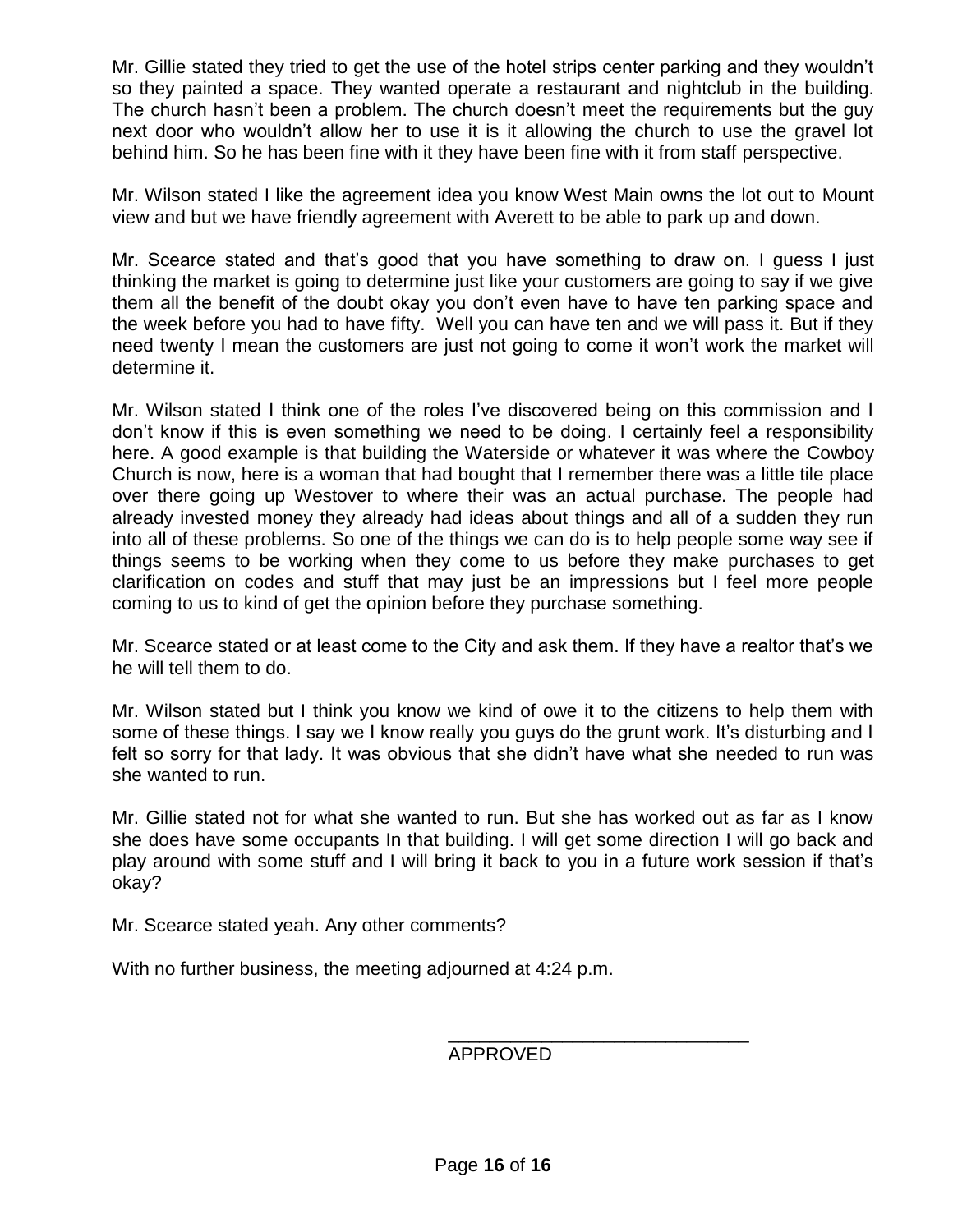Mr. Gillie stated they tried to get the use of the hotel strips center parking and they wouldn't so they painted a space. They wanted operate a restaurant and nightclub in the building. The church hasn't been a problem. The church doesn't meet the requirements but the guy next door who wouldn't allow her to use it is it allowing the church to use the gravel lot behind him. So he has been fine with it they have been fine with it from staff perspective.

Mr. Wilson stated I like the agreement idea you know West Main owns the lot out to Mount view and but we have friendly agreement with Averett to be able to park up and down.

Mr. Scearce stated and that's good that you have something to draw on. I guess I just thinking the market is going to determine just like your customers are going to say if we give them all the benefit of the doubt okay you don't even have to have ten parking space and the week before you had to have fifty. Well you can have ten and we will pass it. But if they need twenty I mean the customers are just not going to come it won't work the market will determine it.

Mr. Wilson stated I think one of the roles I've discovered being on this commission and I don't know if this is even something we need to be doing. I certainly feel a responsibility here. A good example is that building the Waterside or whatever it was where the Cowboy Church is now, here is a woman that had bought that I remember there was a little tile place over there going up Westover to where their was an actual purchase. The people had already invested money they already had ideas about things and all of a sudden they run into all of these problems. So one of the things we can do is to help people some way see if things seems to be working when they come to us before they make purchases to get clarification on codes and stuff that may just be an impressions but I feel more people coming to us to kind of get the opinion before they purchase something.

Mr. Scearce stated or at least come to the City and ask them. If they have a realtor that's we he will tell them to do.

Mr. Wilson stated but I think you know we kind of owe it to the citizens to help them with some of these things. I say we I know really you guys do the grunt work. It's disturbing and I felt so sorry for that lady. It was obvious that she didn't have what she needed to run was she wanted to run.

Mr. Gillie stated not for what she wanted to run. But she has worked out as far as I know she does have some occupants In that building. I will get some direction I will go back and play around with some stuff and I will bring it back to you in a future work session if that's okay?

Mr. Scearce stated yeah. Any other comments?

With no further business, the meeting adjourned at 4:24 p.m.

\_\_\_\_\_\_\_\_\_\_\_\_\_\_\_\_\_\_\_\_\_\_\_\_\_\_\_\_\_\_

APPROVED